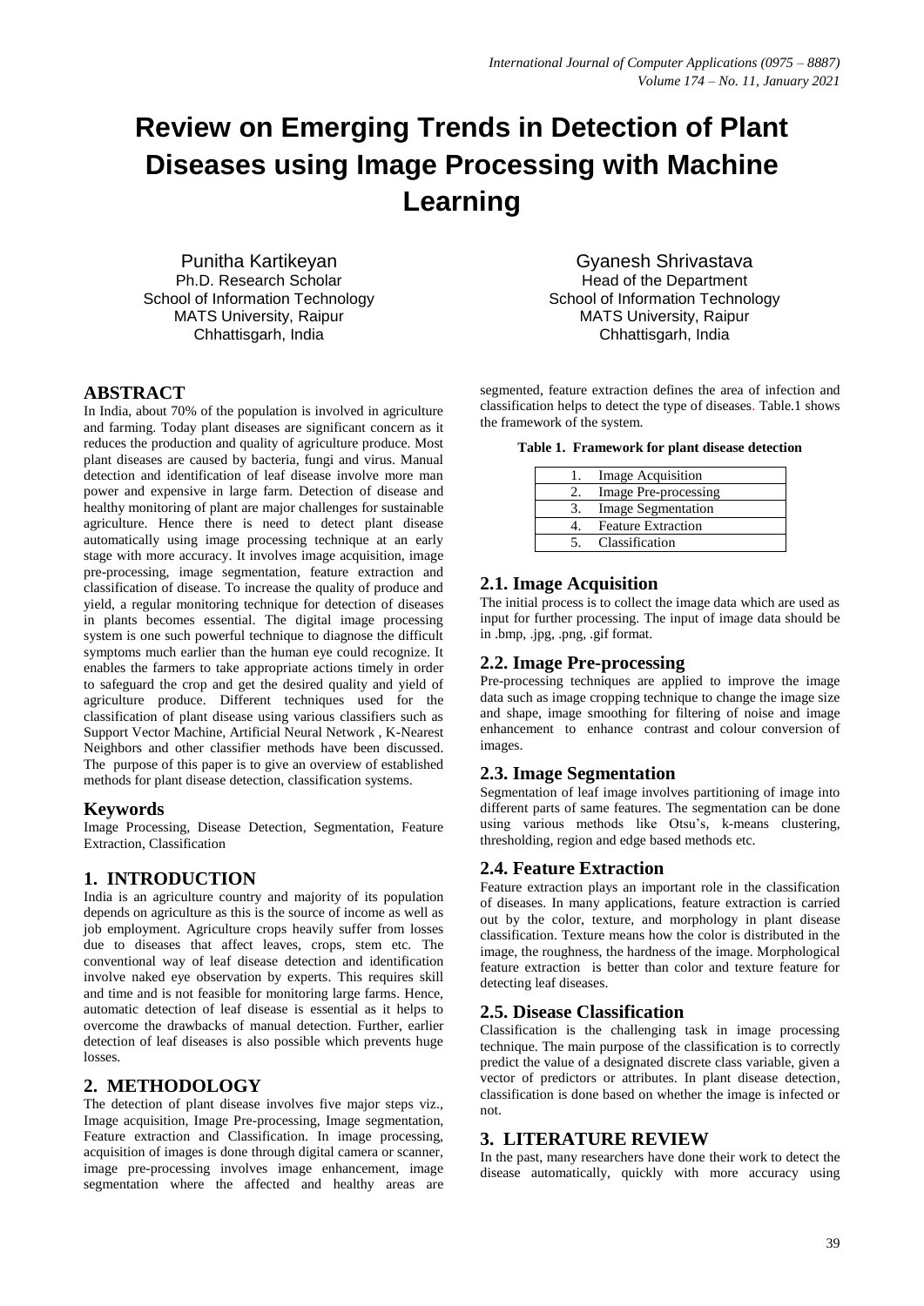# Review on Emerging Trends in Detection of Plant Diseases using Image Processing with Machine Learning

Punitha Kartikeyan
Ph.D. Research Scholar
School of Information Technology
MATS University, Raipur
Chhattisgarh, India

Gyanesh Shrivastava
Head of the Department
School of Information Technology
MATS University, Raipur
Chhattisgarh, India

## ABSTRACT

In India, about 70% of the population is involved in agriculture and farming. Today plant diseases are significant concern as it reduces the production and quality of agriculture produce. Most plant diseases are caused by bacteria, fungi and virus. Manual detection and identification of leaf disease involve more man power and expensive in large farm. Detection of disease and healthy monitoring of plant are major challenges for sustainable agriculture. Hence there is need to detect plant disease automatically using image processing technique at an early stage with more accuracy. It involves image acquisition, image pre-processing, image segmentation, feature extraction and classification of disease. To increase the quality of produce and yield, a regular monitoring technique for detection of diseases in plants becomes essential. The digital image processing system is one such powerful technique to diagnose the difficult symptoms much earlier than the human eye could recognize. It enables the farmers to take appropriate actions timely in order to safeguard the crop and get the desired quality and yield of agriculture produce. Different techniques used for the classification of plant disease using various classifiers such as Support Vector Machine, Artificial Neural Network , K-Nearest Neighbors and other classifier methods have been discussed. The purpose of this paper is to give an overview of established methods for plant disease detection, classification systems.

### Keywords

Image Processing, Disease Detection, Segmentation, Feature Extraction, Classification

## 1. INTRODUCTION

India is an agriculture country and majority of its population depends on agriculture as this is the source of income as well as job employment. Agriculture crops heavily suffer from losses due to diseases that affect leaves, crops, stem etc. The conventional way of leaf disease detection and identification involve naked eye observation by experts. This requires skill and time and is not feasible for monitoring large farms. Hence, automatic detection of leaf disease is essential as it helps to overcome the drawbacks of manual detection. Further, earlier detection of leaf diseases is also possible which prevents huge losses.

## 2. METHODOLOGY

The detection of plant disease involves five major steps viz., Image acquisition, Image Pre-processing, Image segmentation, Feature extraction and Classification. In image processing, acquisition of images is done through digital camera or scanner, image pre-processing involves image enhancement, image segmentation where the affected and healthy areas are segmented, feature extraction defines the area of infection and classification helps to detect the type of diseases. Table.1 shows the framework of the system.

**Table 1. Framework for plant disease detection**

| | |
|---|---|
| 1. | Image Acquisition |
| 2. | Image Pre-processing |
| 3. | Image Segmentation |
| 4. | Feature Extraction |
| 5. | Classification |

### 2.1. Image Acquisition

The initial process is to collect the image data which are used as input for further processing. The input of image data should be in .bmp, .jpg, .png, .gif format.

### 2.2. Image Pre-processing

Pre-processing techniques are applied to improve the image data such as image cropping technique to change the image size and shape, image smoothing for filtering of noise and image enhancement to enhance contrast and colour conversion of images.

### 2.3. Image Segmentation

Segmentation of leaf image involves partitioning of image into different parts of same features. The segmentation can be done using various methods like Otsu's, k-means clustering, thresholding, region and edge based methods etc.

### 2.4. Feature Extraction

Feature extraction plays an important role in the classification of diseases. In many applications, feature extraction is carried out by the color, texture, and morphology in plant disease classification. Texture means how the color is distributed in the image, the roughness, the hardness of the image. Morphological feature extraction is better than color and texture feature for detecting leaf diseases.

### 2.5. Disease Classification

Classification is the challenging task in image processing technique. The main purpose of the classification is to correctly predict the value of a designated discrete class variable, given a vector of predictors or attributes. In plant disease detection, classification is done based on whether the image is infected or not.

## 3. LITERATURE REVIEW

In the past, many researchers have done their work to detect the disease automatically, quickly with more accuracy using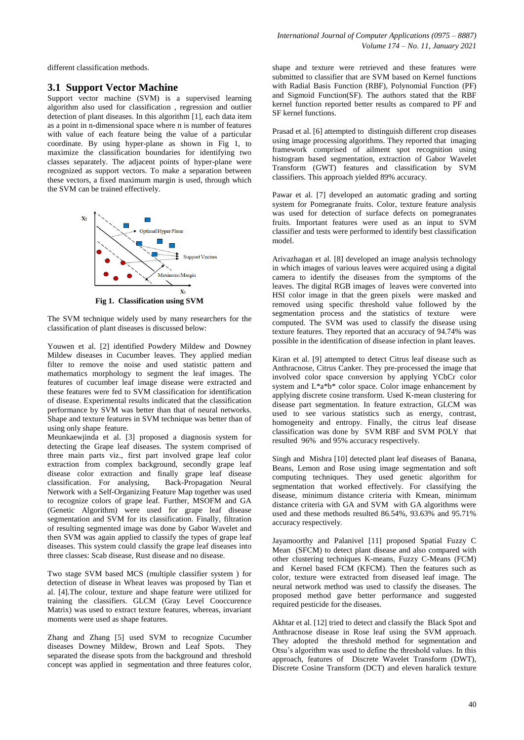different classification methods.

## 3.1 Support Vector Machine

Support vector machine (SVM) is a supervised learning algorithm also used for classification , regression and outlier detection of plant diseases. In this algorithm [1], each data item as a point in n-dimensional space where n is number of features with value of each feature being the value of a particular coordinate. By using hyper-plane as shown in Fig 1, to maximize the classification boundaries for identifying two classes separately. The adjacent points of hyper-plane were recognized as support vectors. To make a separation between these vectors, a fixed maximum margin is used, through which the SVM can be trained effectively.

**Fig 1. Classification using SVM**

The SVM technique widely used by many researchers for the classification of plant diseases is discussed below:

Youwen et al. [2] identified Powdery Mildew and Downey Mildew diseases in Cucumber leaves. They applied median filter to remove the noise and used statistic pattern and mathematics morphology to segment the leaf images. The features of cucumber leaf image disease were extracted and these features were fed to SVM classification for identification of disease. Experimental results indicated that the classification performance by SVM was better than that of neural networks. Shape and texture features in SVM technique was better than of using only shape feature.

Meunkaewjinda et al. [3] proposed a diagnosis system for detecting the Grape leaf diseases. The system comprised of three main parts viz., first part involved grape leaf color extraction from complex background, secondly grape leaf disease color extraction and finally grape leaf disease classification. For analysing, Back-Propagation Neural Network with a Self-Organizing Feature Map together was used to recognize colors of grape leaf. Further, MSOFM and GA (Genetic Algorithm) were used for grape leaf disease segmentation and SVM for its classification. Finally, filtration of resulting segmented image was done by Gabor Wavelet and then SVM was again applied to classify the types of grape leaf diseases. This system could classify the grape leaf diseases into three classes: Scab disease, Rust disease and no disease.

Two stage SVM based MCS (multiple classifier system ) for detection of disease in Wheat leaves was proposed by Tian et al. [4].The colour, texture and shape feature were utilized for training the classifiers. GLCM (Gray Level Cooccurence Matrix) was used to extract texture features, whereas, invariant moments were used as shape features.

Zhang and Zhang [5] used SVM to recognize Cucumber diseases Downey Mildew, Brown and Leaf Spots. They separated the disease spots from the background and threshold concept was applied in segmentation and three features color, shape and texture were retrieved and these features were submitted to classifier that are SVM based on Kernel functions with Radial Basis Function (RBF), Polynomial Function (PF) and Sigmoid Function(SF). The authors stated that the RBF kernel function reported better results as compared to PF and SF kernel functions.

Prasad et al. [6] attempted to distinguish different crop diseases using image processing algorithms. They reported that imaging framework comprised of ailment spot recognition using histogram based segmentation, extraction of Gabor Wavelet Transform (GWT) features and classification by SVM classifiers. This approach yielded 89% accuracy.

Pawar et al. [7] developed an automatic grading and sorting system for Pomegranate fruits. Color, texture feature analysis was used for detection of surface defects on pomegranates fruits. Important features were used as an input to SVM classifier and tests were performed to identify best classification model.

Arivazhagan et al. [8] developed an image analysis technology in which images of various leaves were acquired using a digital camera to identify the diseases from the symptoms of the leaves. The digital RGB images of leaves were converted into HSI color image in that the green pixels were masked and removed using specific threshold value followed by the segmentation process and the statistics of texture were computed. The SVM was used to classify the disease using texture features. They reported that an accuracy of 94.74% was possible in the identification of disease infection in plant leaves.

Kiran et al. [9] attempted to detect Citrus leaf disease such as Anthracnose, Citrus Canker. They pre-processed the image that involved color space conversion by applying YCbCr color system and L*a*b* color space. Color image enhancement by applying discrete cosine transform. Used K-mean clustering for disease part segmentation. In feature extraction, GLCM was used to see various statistics such as energy, contrast, homogeneity and entropy. Finally, the citrus leaf disease classification was done by SVM RBF and SVM POLY that resulted 96% and 95% accuracy respectively.

Singh and Mishra [10] detected plant leaf diseases of Banana, Beans, Lemon and Rose using image segmentation and soft computing techniques. They used genetic algorithm for segmentation that worked effectively. For classifying the disease, minimum distance criteria with Kmean, minimum distance criteria with GA and SVM with GA algorithms were used and these methods resulted 86.54%, 93.63% and 95.71% accuracy respectively.

Jayamoorthy and Palanivel [11] proposed Spatial Fuzzy C Mean (SFCM) to detect plant disease and also compared with other clustering techniques K-means, Fuzzy C-Means (FCM) and Kernel based FCM (KFCM). Then the features such as color, texture were extracted from diseased leaf image. The neural network method was used to classify the diseases. The proposed method gave better performance and suggested required pesticide for the diseases.

Akhtar et al. [12] tried to detect and classify the Black Spot and Anthracnose disease in Rose leaf using the SVM approach. They adopted the threshold method for segmentation and Otsu's algorithm was used to define the threshold values. In this approach, features of Discrete Wavelet Transform (DWT), Discrete Cosine Transform (DCT) and eleven haralick texture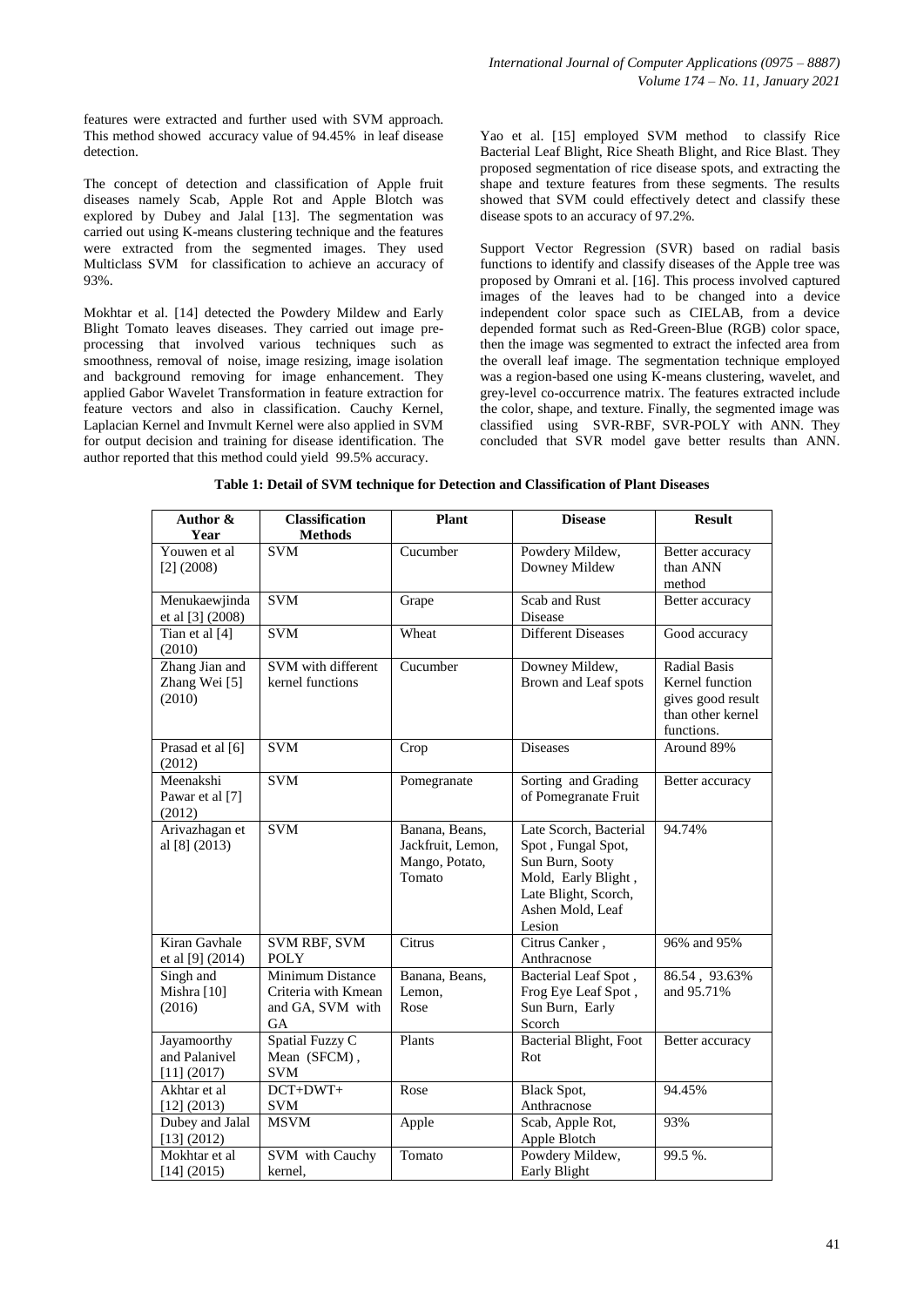features were extracted and further used with SVM approach. This method showed accuracy value of 94.45% in leaf disease detection.

The concept of detection and classification of Apple fruit diseases namely Scab, Apple Rot and Apple Blotch was explored by Dubey and Jalal [13]. The segmentation was carried out using K-means clustering technique and the features were extracted from the segmented images. They used Multiclass SVM for classification to achieve an accuracy of 93%.

Mokhtar et al. [14] detected the Powdery Mildew and Early Blight Tomato leaves diseases. They carried out image pre-processing that involved various techniques such as smoothness, removal of noise, image resizing, image isolation and background removing for image enhancement. They applied Gabor Wavelet Transformation in feature extraction for feature vectors and also in classification. Cauchy Kernel, Laplacian Kernel and Invmult Kernel were also applied in SVM for output decision and training for disease identification. The author reported that this method could yield 99.5% accuracy.

Yao et al. [15] employed SVM method to classify Rice Bacterial Leaf Blight, Rice Sheath Blight, and Rice Blast. They proposed segmentation of rice disease spots, and extracting the shape and texture features from these segments. The results showed that SVM could effectively detect and classify these disease spots to an accuracy of 97.2%.

Support Vector Regression (SVR) based on radial basis functions to identify and classify diseases of the Apple tree was proposed by Omrani et al. [16]. This process involved captured images of the leaves had to be changed into a device independent color space such as CIELAB, from a device depended format such as Red-Green-Blue (RGB) color space, then the image was segmented to extract the infected area from the overall leaf image. The segmentation technique employed was a region-based one using K-means clustering, wavelet, and grey-level co-occurrence matrix. The features extracted include the color, shape, and texture. Finally, the segmented image was classified using SVR-RBF, SVR-POLY with ANN. They concluded that SVR model gave better results than ANN.

**Table 1: Detail of SVM technique for Detection and Classification of Plant Diseases**

| Author & Year | Classification Methods | Plant | Disease | Result |
|---|---|---|---|---|
| Youwen et al [2] (2008) | SVM | Cucumber | Powdery Mildew, Downey Mildew | Better accuracy than ANN method |
| Menukaewjinda et al [3] (2008) | SVM | Grape | Scab and Rust Disease | Better accuracy |
| Tian et al [4] (2010) | SVM | Wheat | Different Diseases | Good accuracy |
| Zhang Jian and Zhang Wei [5] (2010) | SVM with different kernel functions | Cucumber | Downey Mildew, Brown and Leaf spots | Radial Basis Kernel function gives good result than other kernel functions. |
| Prasad et al [6] (2012) | SVM | Crop | Diseases | Around 89% |
| Meenakshi Pawar et al [7] (2012) | SVM | Pomegranate | Sorting and Grading of Pomegranate Fruit | Better accuracy |
| Arivazhagan et al [8] (2013) | SVM | Banana, Beans, Jackfruit, Lemon, Mango, Potato, Tomato | Late Scorch, Bacterial Spot , Fungal Spot, Sun Burn, Sooty Mold, Early Blight , Late Blight, Scorch, Ashen Mold, Leaf Lesion | 94.74% |
| Kiran Gavhale et al [9] (2014) | SVM RBF, SVM POLY | Citrus | Citrus Canker , Anthracnose | 96% and 95% |
| Singh and Mishra [10] (2016) | Minimum Distance Criteria with Kmean and GA, SVM with GA | Banana, Beans, Lemon, Rose | Bacterial Leaf Spot , Frog Eye Leaf Spot , Sun Burn, Early Scorch | 86.54 , 93.63% and 95.71% |
| Jayamoorthy and Palanivel [11] (2017) | Spatial Fuzzy C Mean (SFCM) , SVM | Plants | Bacterial Blight, Foot Rot | Better accuracy |
| Akhtar et al [12] (2013) | DCT+DWT+ SVM | Rose | Black Spot, Anthracnose | 94.45% |
| Dubey and Jalal [13] (2012) | MSVM | Apple | Scab, Apple Rot, Apple Blotch | 93% |
| Mokhtar et al [14] (2015) | SVM with Cauchy kernel, | Tomato | Powdery Mildew, Early Blight | 99.5 %. |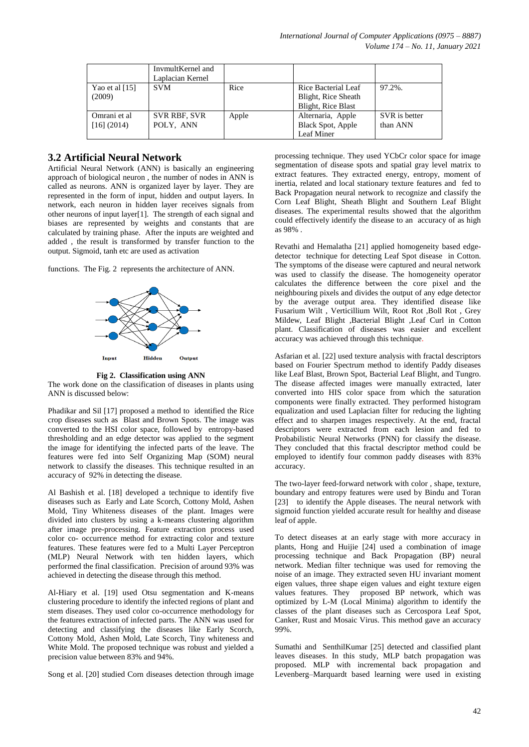| | InvmultKernel and Laplacian Kernel | | | |
|---|---|---|---|---|
| Yao et al [15] (2009) | SVM | Rice | Rice Bacterial Leaf Blight, Rice Sheath Blight, Rice Blast | 97.2%. |
| Omrani et al [16] (2014) | SVR RBF, SVR POLY, ANN | Apple | Alternaria, Apple Black Spot, Apple Leaf Miner | SVR is better than ANN |

## 3.2 Artificial Neural Network

Artificial Neural Network (ANN) is basically an engineering approach of biological neuron , the number of nodes in ANN is called as neurons. ANN is organized layer by layer. They are represented in the form of input, hidden and output layers. In network, each neuron in hidden layer receives signals from other neurons of input layer[1]. The strength of each signal and biases are represented by weights and constants that are calculated by training phase. After the inputs are weighted and added , the result is transformed by transfer function to the output. Sigmoid, tanh etc are used as activation functions. The Fig. 2 represents the architecture of ANN.

**Fig 2. Classification using ANN**

The work done on the classification of diseases in plants using ANN is discussed below:

Phadikar and Sil [17] proposed a method to identified the Rice crop diseases such as Blast and Brown Spots. The image was converted to the HSI color space, followed by entropy-based thresholding and an edge detector was applied to the segment the image for identifying the infected parts of the leave. The features were fed into Self Organizing Map (SOM) neural network to classify the diseases. This technique resulted in an accuracy of 92% in detecting the disease.

Al Bashish et al. [18] developed a technique to identify five diseases such as Early and Late Scorch, Cottony Mold, Ashen Mold, Tiny Whiteness diseases of the plant. Images were divided into clusters by using a k-means clustering algorithm after image pre-processing. Feature extraction process used color co- occurrence method for extracting color and texture features. These features were fed to a Multi Layer Perceptron (MLP) Neural Network with ten hidden layers, which performed the final classification. Precision of around 93% was achieved in detecting the disease through this method.

Al-Hiary et al. [19] used Otsu segmentation and K-means clustering procedure to identify the infected regions of plant and stem diseases. They used color co-occurrence methodology for the features extraction of infected parts. The ANN was used for detecting and classifying the diseases like Early Scorch, Cottony Mold, Ashen Mold, Late Scorch, Tiny whiteness and White Mold. The proposed technique was robust and yielded a precision value between 83% and 94%.

Song et al. [20] studied Corn diseases detection through image processing technique. They used YCbCr color space for image segmentation of disease spots and spatial gray level matrix to extract features. They extracted energy, entropy, moment of inertia, related and local stationary texture features and fed to Back Propagation neural network to recognize and classify the Corn Leaf Blight, Sheath Blight and Southern Leaf Blight diseases. The experimental results showed that the algorithm could effectively identify the disease to an accuracy of as high as 98% .

Revathi and Hemalatha [21] applied homogeneity based edge-detector technique for detecting Leaf Spot disease in Cotton. The symptoms of the disease were captured and neural network was used to classify the disease. The homogeneity operator calculates the difference between the core pixel and the neighbouring pixels and divides the output of any edge detector by the average output area. They identified disease like Fusarium Wilt , Verticillium Wilt, Root Rot ,Boll Rot , Grey Mildew, Leaf Blight ,Bacterial Blight ,Leaf Curl in Cotton plant. Classification of diseases was easier and excellent accuracy was achieved through this technique.

Asfarian et al. [22] used texture analysis with fractal descriptors based on Fourier Spectrum method to identify Paddy diseases like Leaf Blast, Brown Spot, Bacterial Leaf Blight, and Tungro. The disease affected images were manually extracted, later converted into HIS color space from which the saturation components were finally extracted. They performed histogram equalization and used Laplacian filter for reducing the lighting effect and to sharpen images respectively. At the end, fractal descriptors were extracted from each lesion and fed to Probabilistic Neural Networks (PNN) for classify the disease. They concluded that this fractal descriptor method could be employed to identify four common paddy diseases with 83% accuracy.

The two-layer feed-forward network with color , shape, texture, boundary and entropy features were used by Bindu and Toran [23] to identify the Apple diseases. The neural network with sigmoid function yielded accurate result for healthy and disease leaf of apple.

To detect diseases at an early stage with more accuracy in plants, Hong and Huijie [24] used a combination of image processing technique and Back Propagation (BP) neural network. Median filter technique was used for removing the noise of an image. They extracted seven HU invariant moment eigen values, three shape eigen values and eight texture eigen values features. They proposed BP network, which was optimized by L-M (Local Minima) algorithm to identify the classes of the plant diseases such as Cercospora Leaf Spot, Canker, Rust and Mosaic Virus. This method gave an accuracy 99%.

Sumathi and SenthilKumar [25] detected and classified plant leaves diseases. In this study, MLP batch propagation was proposed. MLP with incremental back propagation and Levenberg–Marquardt based learning were used in existing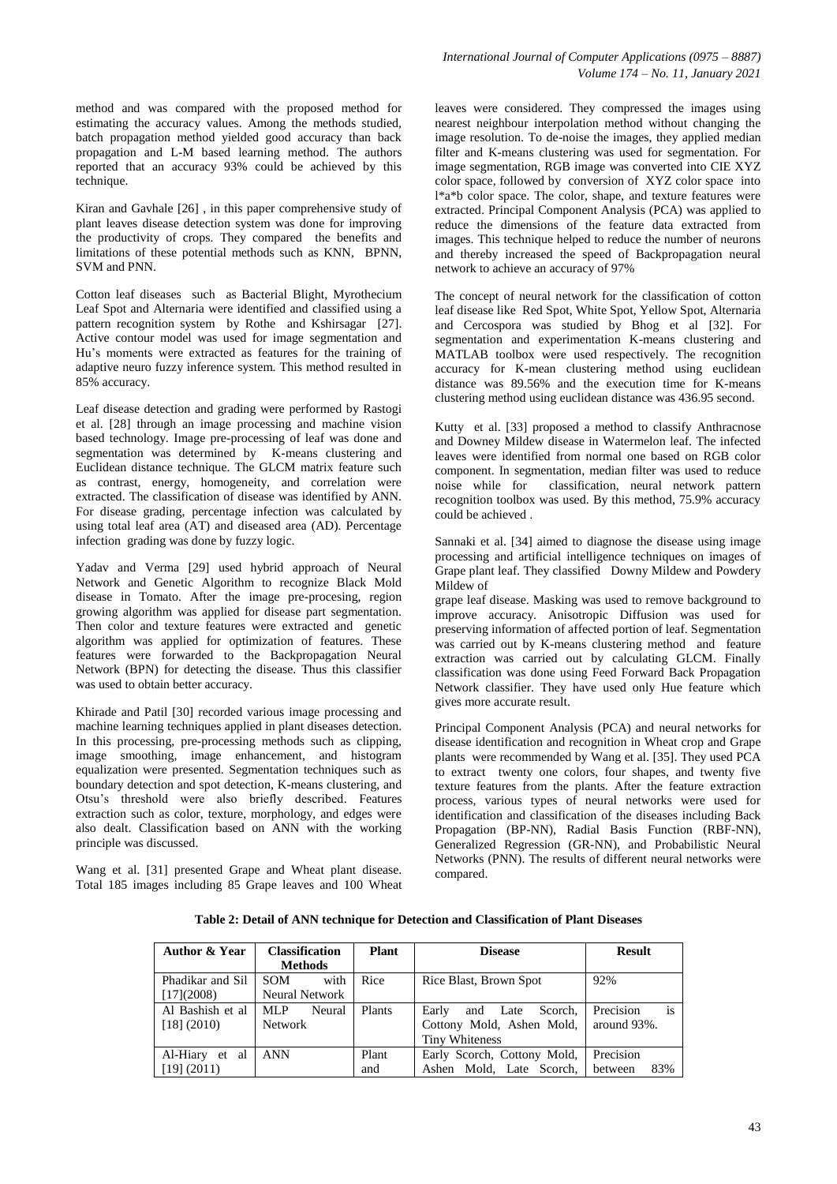method and was compared with the proposed method for estimating the accuracy values. Among the methods studied, batch propagation method yielded good accuracy than back propagation and L-M based learning method. The authors reported that an accuracy 93% could be achieved by this technique.

Kiran and Gavhale [26] , in this paper comprehensive study of plant leaves disease detection system was done for improving the productivity of crops. They compared the benefits and limitations of these potential methods such as KNN, BPNN, SVM and PNN.

Cotton leaf diseases such as Bacterial Blight, Myrothecium Leaf Spot and Alternaria were identified and classified using a pattern recognition system by Rothe and Kshirsagar [27]. Active contour model was used for image segmentation and Hu's moments were extracted as features for the training of adaptive neuro fuzzy inference system. This method resulted in 85% accuracy.

Leaf disease detection and grading were performed by Rastogi et al. [28] through an image processing and machine vision based technology. Image pre-processing of leaf was done and segmentation was determined by K-means clustering and Euclidean distance technique. The GLCM matrix feature such as contrast, energy, homogeneity, and correlation were extracted. The classification of disease was identified by ANN. For disease grading, percentage infection was calculated by using total leaf area (AT) and diseased area (AD). Percentage infection grading was done by fuzzy logic.

Yadav and Verma [29] used hybrid approach of Neural Network and Genetic Algorithm to recognize Black Mold disease in Tomato. After the image pre-procesing, region growing algorithm was applied for disease part segmentation. Then color and texture features were extracted and genetic algorithm was applied for optimization of features. These features were forwarded to the Backpropagation Neural Network (BPN) for detecting the disease. Thus this classifier was used to obtain better accuracy.

Khirade and Patil [30] recorded various image processing and machine learning techniques applied in plant diseases detection. In this processing, pre-processing methods such as clipping, image smoothing, image enhancement, and histogram equalization were presented. Segmentation techniques such as boundary detection and spot detection, K-means clustering, and Otsu's threshold were also briefly described. Features extraction such as color, texture, morphology, and edges were also dealt. Classification based on ANN with the working principle was discussed.

Wang et al. [31] presented Grape and Wheat plant disease. Total 185 images including 85 Grape leaves and 100 Wheat leaves were considered. They compressed the images using nearest neighbour interpolation method without changing the image resolution. To de-noise the images, they applied median filter and K-means clustering was used for segmentation. For image segmentation, RGB image was converted into CIE XYZ color space, followed by conversion of XYZ color space into l*a*b color space. The color, shape, and texture features were extracted. Principal Component Analysis (PCA) was applied to reduce the dimensions of the feature data extracted from images. This technique helped to reduce the number of neurons and thereby increased the speed of Backpropagation neural network to achieve an accuracy of 97%

The concept of neural network for the classification of cotton leaf disease like Red Spot, White Spot, Yellow Spot, Alternaria and Cercospora was studied by Bhog et al [32]. For segmentation and experimentation K-means clustering and MATLAB toolbox were used respectively. The recognition accuracy for K-mean clustering method using euclidean distance was 89.56% and the execution time for K-means clustering method using euclidean distance was 436.95 second.

Kutty et al. [33] proposed a method to classify Anthracnose and Downey Mildew disease in Watermelon leaf. The infected leaves were identified from normal one based on RGB color component. In segmentation, median filter was used to reduce noise while for classification, neural network pattern recognition toolbox was used. By this method, 75.9% accuracy could be achieved .

Sannaki et al. [34] aimed to diagnose the disease using image processing and artificial intelligence techniques on images of Grape plant leaf. They classified Downy Mildew and Powdery Mildew of grape leaf disease. Masking was used to remove background to improve accuracy. Anisotropic Diffusion was used for preserving information of affected portion of leaf. Segmentation was carried out by K-means clustering method and feature extraction was carried out by calculating GLCM. Finally classification was done using Feed Forward Back Propagation Network classifier. They have used only Hue feature which gives more accurate result.

Principal Component Analysis (PCA) and neural networks for disease identification and recognition in Wheat crop and Grape plants were recommended by Wang et al. [35]. They used PCA to extract twenty one colors, four shapes, and twenty five texture features from the plants. After the feature extraction process, various types of neural networks were used for identification and classification of the diseases including Back Propagation (BP-NN), Radial Basis Function (RBF-NN), Generalized Regression (GR-NN), and Probabilistic Neural Networks (PNN). The results of different neural networks were compared.

**Table 2: Detail of ANN technique for Detection and Classification of Plant Diseases**

| Author & Year | Classification Methods | Plant | Disease | Result |
|---|---|---|---|---|
| Phadikar and Sil [17](2008) | SOM with Neural Network | Rice | Rice Blast, Brown Spot | 92% |
| Al Bashish et al [18] (2010) | MLP Neural Network | Plants | Early and Late Scorch, Cottony Mold, Ashen Mold, Tiny Whiteness | Precision is around 93%. |
| Al-Hiary et al [19] (2011) | ANN | Plant and | Early Scorch, Cottony Mold, Ashen Mold, Late Scorch, | Precision between 83% |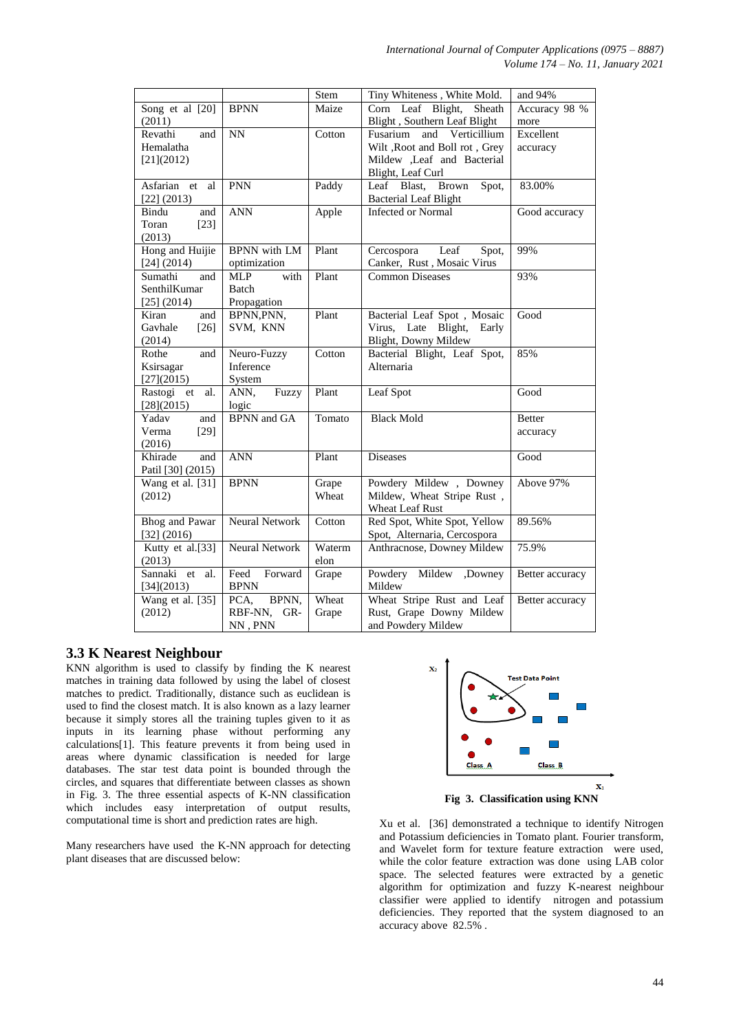|  |  | Stem | Tiny Whiteness , White Mold. | and 94% |
|---|---|---|---|---|
| Song et al [20] (2011) | BPNN | Maize | Corn Leaf Blight, Sheath Blight , Southern Leaf Blight | Accuracy 98 % more |
| Revathi and Hemalatha [21](2012) | NN | Cotton | Fusarium and Verticillium Wilt ,Root and Boll rot , Grey Mildew ,Leaf and Bacterial Blight, Leaf Curl | Excellent accuracy |
| Asfarian et al [22] (2013) | PNN | Paddy | Leaf Blast, Brown Spot, Bacterial Leaf Blight | 83.00% |
| Bindu and Toran [23] (2013) | ANN | Apple | Infected or Normal | Good accuracy |
| Hong and Huijie [24] (2014) | BPNN with LM optimization | Plant | Cercospora Leaf Spot, Canker, Rust , Mosaic Virus | 99% |
| Sumathi and SenthilKumar [25] (2014) | MLP with Batch Propagation | Plant | Common Diseases | 93% |
| Kiran and Gavhale [26] (2014) | BPNN,PNN, SVM, KNN | Plant | Bacterial Leaf Spot , Mosaic Virus, Late Blight, Early Blight, Downy Mildew | Good |
| Rothe and Ksirsagar [27](2015) | Neuro-Fuzzy Inference System | Cotton | Bacterial Blight, Leaf Spot, Alternaria | 85% |
| Rastogi et al. [28](2015) | ANN, Fuzzy logic | Plant | Leaf Spot | Good |
| Yadav and Verma [29] (2016) | BPNN and GA | Tomato | Black Mold | Better accuracy |
| Khirade and Patil [30] (2015) | ANN | Plant | Diseases | Good |
| Wang et al. [31] (2012) | BPNN | Grape Wheat | Powdery Mildew , Downey Mildew, Wheat Stripe Rust , Wheat Leaf Rust | Above 97% |
| Bhog and Pawar [32] (2016) | Neural Network | Cotton | Red Spot, White Spot, Yellow Spot, Alternaria, Cercospora | 89.56% |
| Kutty et al.[33] (2013) | Neural Network | Watermelon | Anthracnose, Downey Mildew | 75.9% |
| Sannaki et al. [34](2013) | Feed Forward BPNN | Grape | Powdery Mildew ,Downey Mildew | Better accuracy |
| Wang et al. [35] (2012) | PCA, BPNN, RBF-NN, GR-NN , PNN | Wheat Grape | Wheat Stripe Rust and Leaf Rust, Grape Downy Mildew and Powdery Mildew | Better accuracy |

### 3.3 K Nearest Neighbour

KNN algorithm is used to classify by finding the K nearest matches in training data followed by using the label of closest matches to predict. Traditionally, distance such as euclidean is used to find the closest match. It is also known as a lazy learner because it simply stores all the training tuples given to it as inputs in its learning phase without performing any calculations[1]. This feature prevents it from being used in areas where dynamic classification is needed for large databases. The star test data point is bounded through the circles, and squares that differentiate between classes as shown in Fig. 3. The three essential aspects of K-NN classification which includes easy interpretation of output results, computational time is short and prediction rates are high.

Many researchers have used the K-NN approach for detecting plant diseases that are discussed below:

**Fig 3. Classification using KNN**

Xu et al. [36] demonstrated a technique to identify Nitrogen and Potassium deficiencies in Tomato plant. Fourier transform, and Wavelet form for texture feature extraction were used, while the color feature extraction was done using LAB color space. The selected features were extracted by a genetic algorithm for optimization and fuzzy K-nearest neighbour classifier were applied to identify nitrogen and potassium deficiencies. They reported that the system diagnosed to an accuracy above 82.5% .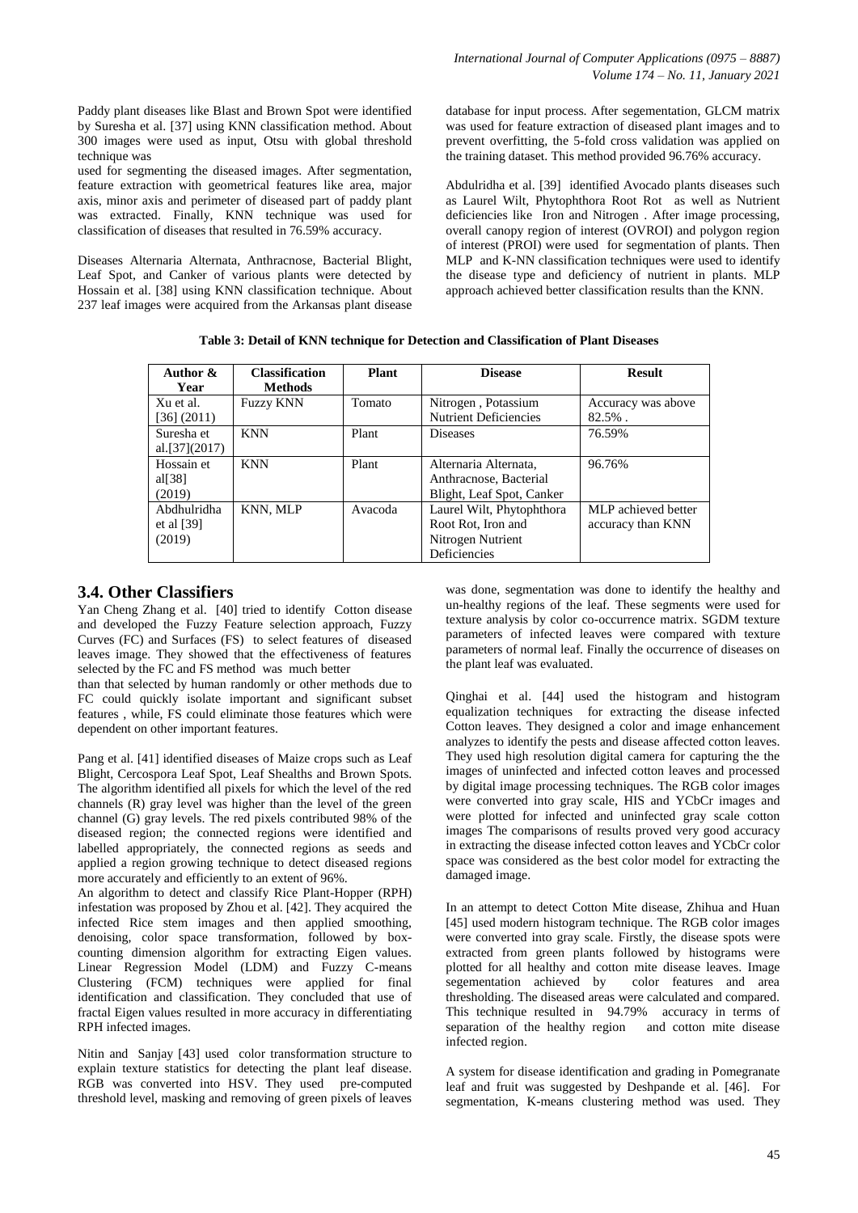Paddy plant diseases like Blast and Brown Spot were identified by Suresha et al. [37] using KNN classification method. About 300 images were used as input, Otsu with global threshold technique was used for segmenting the diseased images. After segmentation, feature extraction with geometrical features like area, major axis, minor axis and perimeter of diseased part of paddy plant was extracted. Finally, KNN technique was used for classification of diseases that resulted in 76.59% accuracy.

Diseases Alternaria Alternata, Anthracnose, Bacterial Blight, Leaf Spot, and Canker of various plants were detected by Hossain et al. [38] using KNN classification technique. About 237 leaf images were acquired from the Arkansas plant disease database for input process. After segementation, GLCM matrix was used for feature extraction of diseased plant images and to prevent overfitting, the 5-fold cross validation was applied on the training dataset. This method provided 96.76% accuracy.

Abdulridha et al. [39] identified Avocado plants diseases such as Laurel Wilt, Phytophthora Root Rot as well as Nutrient deficiencies like Iron and Nitrogen . After image processing, overall canopy region of interest (OVROI) and polygon region of interest (PROI) were used for segmentation of plants. Then MLP and K-NN classification techniques were used to identify the disease type and deficiency of nutrient in plants. MLP approach achieved better classification results than the KNN.

**Table 3: Detail of KNN technique for Detection and Classification of Plant Diseases**

| Author & Year | Classification Methods | Plant | Disease | Result |
|---|---|---|---|---|
| Xu et al. [36] (2011) | Fuzzy KNN | Tomato | Nitrogen , Potassium Nutrient Deficiencies | Accuracy was above 82.5% . |
| Suresha et al.[37](2017) | KNN | Plant | Diseases | 76.59% |
| Hossain et al[38] (2019) | KNN | Plant | Alternaria Alternata, Anthracnose, Bacterial Blight, Leaf Spot, Canker | 96.76% |
| Abdhulridha et al [39] (2019) | KNN, MLP | Avacoda | Laurel Wilt, Phytophthora Root Rot, Iron and Nitrogen Nutrient Deficiencies | MLP achieved better accuracy than KNN |

## 3.4. Other Classifiers

Yan Cheng Zhang et al. [40] tried to identify Cotton disease and developed the Fuzzy Feature selection approach, Fuzzy Curves (FC) and Surfaces (FS) to select features of diseased leaves image. They showed that the effectiveness of features selected by the FC and FS method was much better than that selected by human randomly or other methods due to FC could quickly isolate important and significant subset features , while, FS could eliminate those features which were dependent on other important features.

Pang et al. [41] identified diseases of Maize crops such as Leaf Blight, Cercospora Leaf Spot, Leaf Shealths and Brown Spots. The algorithm identified all pixels for which the level of the red channels (R) gray level was higher than the level of the green channel (G) gray levels. The red pixels contributed 98% of the diseased region; the connected regions were identified and labelled appropriately, the connected regions as seeds and applied a region growing technique to detect diseased regions more accurately and efficiently to an extent of 96%.

An algorithm to detect and classify Rice Plant-Hopper (RPH) infestation was proposed by Zhou et al. [42]. They acquired the infected Rice stem images and then applied smoothing, denoising, color space transformation, followed by box-counting dimension algorithm for extracting Eigen values. Linear Regression Model (LDM) and Fuzzy C-means Clustering (FCM) techniques were applied for final identification and classification. They concluded that use of fractal Eigen values resulted in more accuracy in differentiating RPH infected images.

Nitin and Sanjay [43] used color transformation structure to explain texture statistics for detecting the plant leaf disease. RGB was converted into HSV. They used pre-computed threshold level, masking and removing of green pixels of leaves was done, segmentation was done to identify the healthy and un-healthy regions of the leaf. These segments were used for texture analysis by color co-occurrence matrix. SGDM texture parameters of infected leaves were compared with texture parameters of normal leaf. Finally the occurrence of diseases on the plant leaf was evaluated.

Qinghai et al. [44] used the histogram and histogram equalization techniques for extracting the disease infected Cotton leaves. They designed a color and image enhancement analyzes to identify the pests and disease affected cotton leaves. They used high resolution digital camera for capturing the the images of uninfected and infected cotton leaves and processed by digital image processing techniques. The RGB color images were converted into gray scale, HIS and YCbCr images and were plotted for infected and uninfected gray scale cotton images The comparisons of results proved very good accuracy in extracting the disease infected cotton leaves and YCbCr color space was considered as the best color model for extracting the damaged image.

In an attempt to detect Cotton Mite disease, Zhihua and Huan [45] used modern histogram technique. The RGB color images were converted into gray scale. Firstly, the disease spots were extracted from green plants followed by histograms were plotted for all healthy and cotton mite disease leaves. Image segementation achieved by color features and area thresholding. The diseased areas were calculated and compared. This technique resulted in 94.79% accuracy in terms of separation of the healthy region and cotton mite disease infected region.

A system for disease identification and grading in Pomegranate leaf and fruit was suggested by Deshpande et al. [46]. For segmentation, K-means clustering method was used. They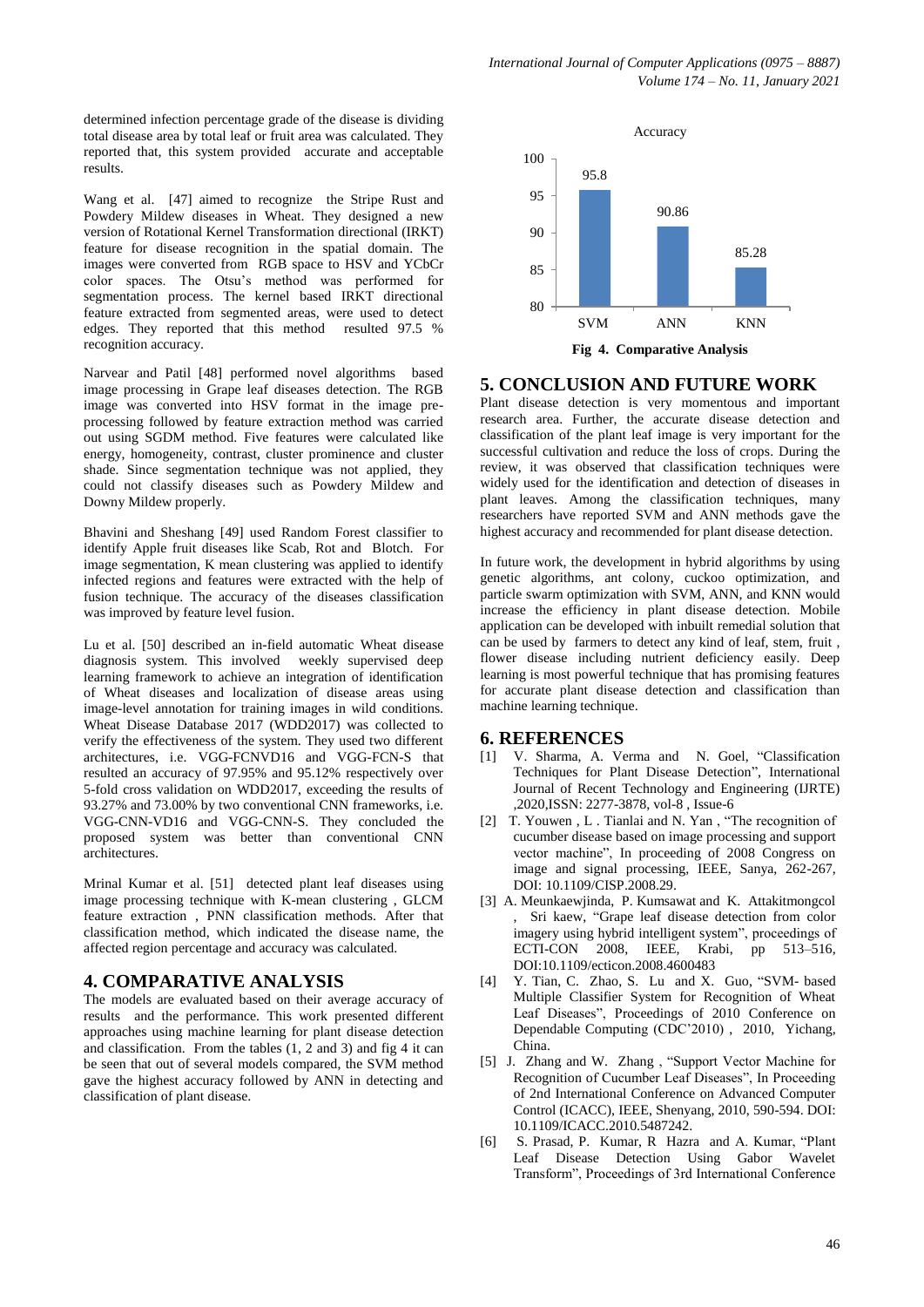determined infection percentage grade of the disease is dividing total disease area by total leaf or fruit area was calculated. They reported that, this system provided accurate and acceptable results.

Wang et al. [47] aimed to recognize the Stripe Rust and Powdery Mildew diseases in Wheat. They designed a new version of Rotational Kernel Transformation directional (IRKT) feature for disease recognition in the spatial domain. The images were converted from RGB space to HSV and YCbCr color spaces. The Otsu's method was performed for segmentation process. The kernel based IRKT directional feature extracted from segmented areas, were used to detect edges. They reported that this method resulted 97.5 % recognition accuracy.

Narvear and Patil [48] performed novel algorithms based image processing in Grape leaf diseases detection. The RGB image was converted into HSV format in the image pre-processing followed by feature extraction method was carried out using SGDM method. Five features were calculated like energy, homogeneity, contrast, cluster prominence and cluster shade. Since segmentation technique was not applied, they could not classify diseases such as Powdery Mildew and Downy Mildew properly.

Bhavini and Sheshang [49] used Random Forest classifier to identify Apple fruit diseases like Scab, Rot and Blotch. For image segmentation, K mean clustering was applied to identify infected regions and features were extracted with the help of fusion technique. The accuracy of the diseases classification was improved by feature level fusion.

Lu et al. [50] described an in-field automatic Wheat disease diagnosis system. This involved weekly supervised deep learning framework to achieve an integration of identification of Wheat diseases and localization of disease areas using image-level annotation for training images in wild conditions. Wheat Disease Database 2017 (WDD2017) was collected to verify the effectiveness of the system. They used two different architectures, i.e. VGG-FCNVD16 and VGG-FCN-S that resulted an accuracy of 97.95% and 95.12% respectively over 5-fold cross validation on WDD2017, exceeding the results of 93.27% and 73.00% by two conventional CNN frameworks, i.e. VGG-CNN-VD16 and VGG-CNN-S. They concluded the proposed system was better than conventional CNN architectures.

Mrinal Kumar et al. [51] detected plant leaf diseases using image processing technique with K-mean clustering , GLCM feature extraction , PNN classification methods. After that classification method, which indicated the disease name, the affected region percentage and accuracy was calculated.

## 4. COMPARATIVE ANALYSIS

The models are evaluated based on their average accuracy of results and the performance. This work presented different approaches using machine learning for plant disease detection and classification. From the tables (1, 2 and 3) and fig 4 it can be seen that out of several models compared, the SVM method gave the highest accuracy followed by ANN in detecting and classification of plant disease.

Accuracy

| Method | Accuracy |
|---|---|
| SVM | 95.8 |
| ANN | 90.86 |
| KNN | 85.28 |

**Fig 4. Comparative Analysis**

## 5. CONCLUSION AND FUTURE WORK

Plant disease detection is very momentous and important research area. Further, the accurate disease detection and classification of the plant leaf image is very important for the successful cultivation and reduce the loss of crops. During the review, it was observed that classification techniques were widely used for the identification and detection of diseases in plant leaves. Among the classification techniques, many researchers have reported SVM and ANN methods gave the highest accuracy and recommended for plant disease detection.

In future work, the development in hybrid algorithms by using genetic algorithms, ant colony, cuckoo optimization, and particle swarm optimization with SVM, ANN, and KNN would increase the efficiency in plant disease detection. Mobile application can be developed with inbuilt remedial solution that can be used by farmers to detect any kind of leaf, stem, fruit , flower disease including nutrient deficiency easily. Deep learning is most powerful technique that has promising features for accurate plant disease detection and classification than machine learning technique.

## 6. REFERENCES

[1] V. Sharma, A. Verma and N. Goel, "Classification Techniques for Plant Disease Detection", International Journal of Recent Technology and Engineering (IJRTE) ,2020,ISSN: 2277-3878, vol-8 , Issue-6

[2] T. Youwen , L . Tianlai and N. Yan , "The recognition of cucumber disease based on image processing and support vector machine", In proceeding of 2008 Congress on image and signal processing, IEEE, Sanya, 262-267, DOI: 10.1109/CISP.2008.29.

[3] A. Meunkaewjinda, P. Kumsawat and K. Attakitmongcol , Sri kaew, "Grape leaf disease detection from color imagery using hybrid intelligent system", proceedings of ECTI-CON 2008, IEEE, Krabi, pp 513–516, DOI:10.1109/ecticon.2008.4600483

[4] Y. Tian, C. Zhao, S. Lu and X. Guo, "SVM- based Multiple Classifier System for Recognition of Wheat Leaf Diseases", Proceedings of 2010 Conference on Dependable Computing (CDC'2010) , 2010, Yichang, China.

[5] J. Zhang and W. Zhang , "Support Vector Machine for Recognition of Cucumber Leaf Diseases", In Proceeding of 2nd International Conference on Advanced Computer Control (ICACC), IEEE, Shenyang, 2010, 590-594. DOI: 10.1109/ICACC.2010.5487242.

[6] S. Prasad, P. Kumar, R Hazra and A. Kumar, "Plant Leaf Disease Detection Using Gabor Wavelet Transform", Proceedings of 3rd International Conference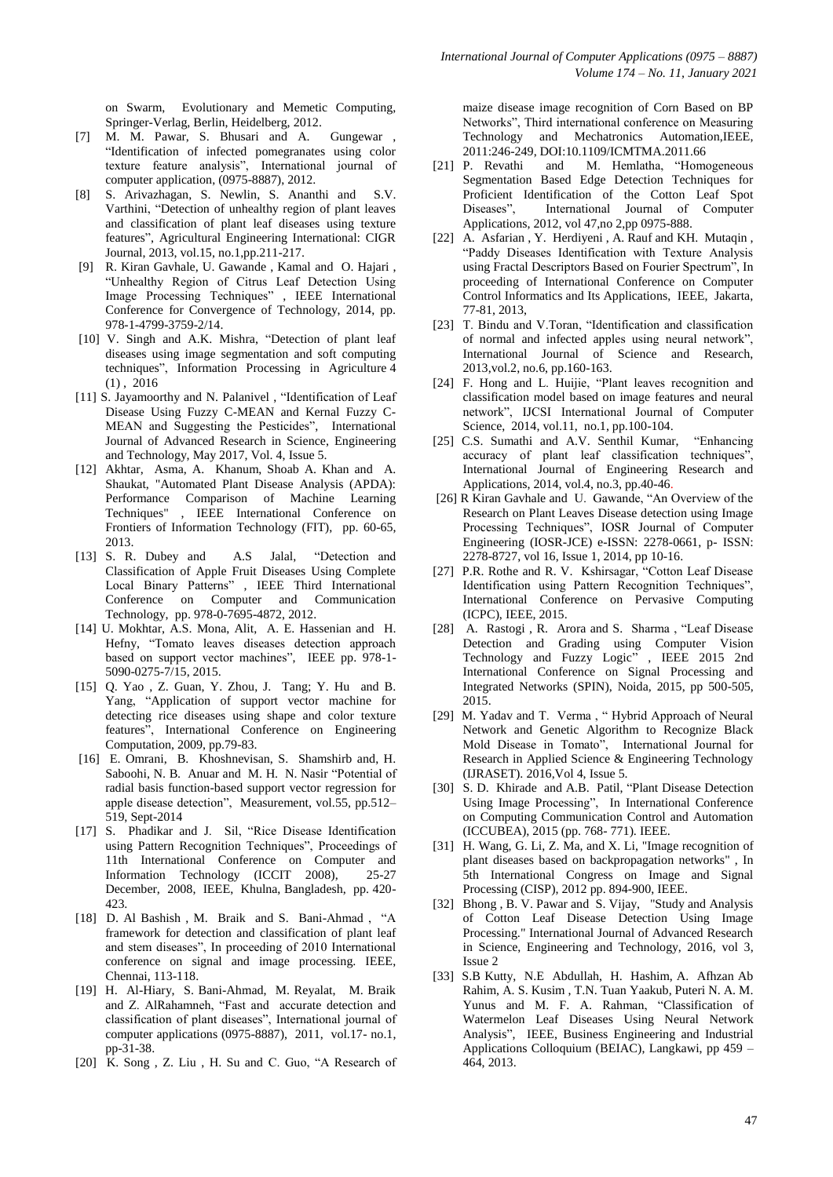on Swarm, Evolutionary and Memetic Computing, Springer-Verlag, Berlin, Heidelberg, 2012.

[7] M. M. Pawar, S. Bhusari and A. Gungewar , "Identification of infected pomegranates using color texture feature analysis", International journal of computer application, (0975-8887), 2012.

[8] S. Arivazhagan, S. Newlin, S. Ananthi and S.V. Varthini, "Detection of unhealthy region of plant leaves and classification of plant leaf diseases using texture features", Agricultural Engineering International: CIGR Journal, 2013, vol.15, no.1,pp.211-217.

[9] R. Kiran Gavhale, U. Gawande , Kamal and O. Hajari , "Unhealthy Region of Citrus Leaf Detection Using Image Processing Techniques" , IEEE International Conference for Convergence of Technology, 2014, pp. 978-1-4799-3759-2/14.

[10] V. Singh and A.K. Mishra, "Detection of plant leaf diseases using image segmentation and soft computing techniques", Information Processing in Agriculture 4 (1) , 2016

[11] S. Jayamoorthy and N. Palanivel , "Identification of Leaf Disease Using Fuzzy C-MEAN and Kernal Fuzzy C-MEAN and Suggesting the Pesticides", International Journal of Advanced Research in Science, Engineering and Technology, May 2017, Vol. 4, Issue 5.

[12] Akhtar, Asma, A. Khanum, Shoab A. Khan and A. Shaukat, "Automated Plant Disease Analysis (APDA): Performance Comparison of Machine Learning Techniques" , IEEE International Conference on Frontiers of Information Technology (FIT), pp. 60-65, 2013.

[13] S. R. Dubey and A.S Jalal, "Detection and Classification of Apple Fruit Diseases Using Complete Local Binary Patterns" , IEEE Third International Conference on Computer and Communication Technology, pp. 978-0-7695-4872, 2012.

[14] U. Mokhtar, A.S. Mona, Alit, A. E. Hassenian and H. Hefny, "Tomato leaves diseases detection approach based on support vector machines", IEEE pp. 978-1-5090-0275-7/15, 2015.

[15] Q. Yao , Z. Guan, Y. Zhou, J. Tang; Y. Hu and B. Yang, "Application of support vector machine for detecting rice diseases using shape and color texture features", International Conference on Engineering Computation, 2009, pp.79-83.

[16] E. Omrani, B. Khoshnevisan, S. Shamshirb and, H. Saboohi, N. B. Anuar and M. H. N. Nasir "Potential of radial basis function-based support vector regression for apple disease detection", Measurement, vol.55, pp.512–519, Sept-2014

[17] S. Phadikar and J. Sil, "Rice Disease Identification using Pattern Recognition Techniques", Proceedings of 11th International Conference on Computer and Information Technology (ICCIT 2008), 25-27 December, 2008, IEEE, Khulna, Bangladesh, pp. 420-423.

[18] D. Al Bashish , M. Braik and S. Bani-Ahmad , "A framework for detection and classification of plant leaf and stem diseases", In proceeding of 2010 International conference on signal and image processing. IEEE, Chennai, 113-118.

[19] H. Al-Hiary, S. Bani-Ahmad, M. Reyalat, M. Braik and Z. AlRahamneh, "Fast and accurate detection and classification of plant diseases", International journal of computer applications (0975-8887), 2011, vol.17- no.1, pp-31-38.

[20] K. Song , Z. Liu , H. Su and C. Guo, "A Research of maize disease image recognition of Corn Based on BP Networks", Third international conference on Measuring Technology and Mechatronics Automation,IEEE, 2011:246-249, DOI:10.1109/ICMTMA.2011.66

[21] P. Revathi and M. Hemlatha, "Homogeneous Segmentation Based Edge Detection Techniques for Proficient Identification of the Cotton Leaf Spot Diseases", International Journal of Computer Applications, 2012, vol 47,no 2,pp 0975-888.

[22] A. Asfarian , Y. Herdiyeni , A. Rauf and KH. Mutaqin , "Paddy Diseases Identification with Texture Analysis using Fractal Descriptors Based on Fourier Spectrum", In proceeding of International Conference on Computer Control Informatics and Its Applications, IEEE, Jakarta, 77-81, 2013,

[23] T. Bindu and V.Toran, "Identification and classification of normal and infected apples using neural network", International Journal of Science and Research, 2013,vol.2, no.6, pp.160-163.

[24] F. Hong and L. Huijie, "Plant leaves recognition and classification model based on image features and neural network", IJCSI International Journal of Computer Science, 2014, vol.11, no.1, pp.100-104.

[25] C.S. Sumathi and A.V. Senthil Kumar, "Enhancing accuracy of plant leaf classification techniques", International Journal of Engineering Research and Applications, 2014, vol.4, no.3, pp.40-46.

[26] R Kiran Gavhale and U. Gawande, "An Overview of the Research on Plant Leaves Disease detection using Image Processing Techniques", IOSR Journal of Computer Engineering (IOSR-JCE) e-ISSN: 2278-0661, p- ISSN: 2278-8727, vol 16, Issue 1, 2014, pp 10-16.

[27] P.R. Rothe and R. V. Kshirsagar, "Cotton Leaf Disease Identification using Pattern Recognition Techniques", International Conference on Pervasive Computing (ICPC), IEEE, 2015.

[28] A. Rastogi , R. Arora and S. Sharma , "Leaf Disease Detection and Grading using Computer Vision Technology and Fuzzy Logic" , IEEE 2015 2nd International Conference on Signal Processing and Integrated Networks (SPIN), Noida, 2015, pp 500-505, 2015.

[29] M. Yadav and T. Verma , " Hybrid Approach of Neural Network and Genetic Algorithm to Recognize Black Mold Disease in Tomato", International Journal for Research in Applied Science & Engineering Technology (IJRASET). 2016,Vol 4, Issue 5.

[30] S. D. Khirade and A.B. Patil, "Plant Disease Detection Using Image Processing", In International Conference on Computing Communication Control and Automation (ICCUBEA), 2015 (pp. 768- 771). IEEE.

[31] H. Wang, G. Li, Z. Ma, and X. Li, "Image recognition of plant diseases based on backpropagation networks" , In 5th International Congress on Image and Signal Processing (CISP), 2012 pp. 894-900, IEEE.

[32] Bhong , B. V. Pawar and S. Vijay, "Study and Analysis of Cotton Leaf Disease Detection Using Image Processing." International Journal of Advanced Research in Science, Engineering and Technology, 2016, vol 3, Issue 2

[33] S.B Kutty, N.E Abdullah, H. Hashim, A. Afhzan Ab Rahim, A. S. Kusim , T.N. Tuan Yaakub, Puteri N. A. M. Yunus and M. F. A. Rahman, "Classification of Watermelon Leaf Diseases Using Neural Network Analysis", IEEE, Business Engineering and Industrial Applications Colloquium (BEIAC), Langkawi, pp 459 – 464, 2013.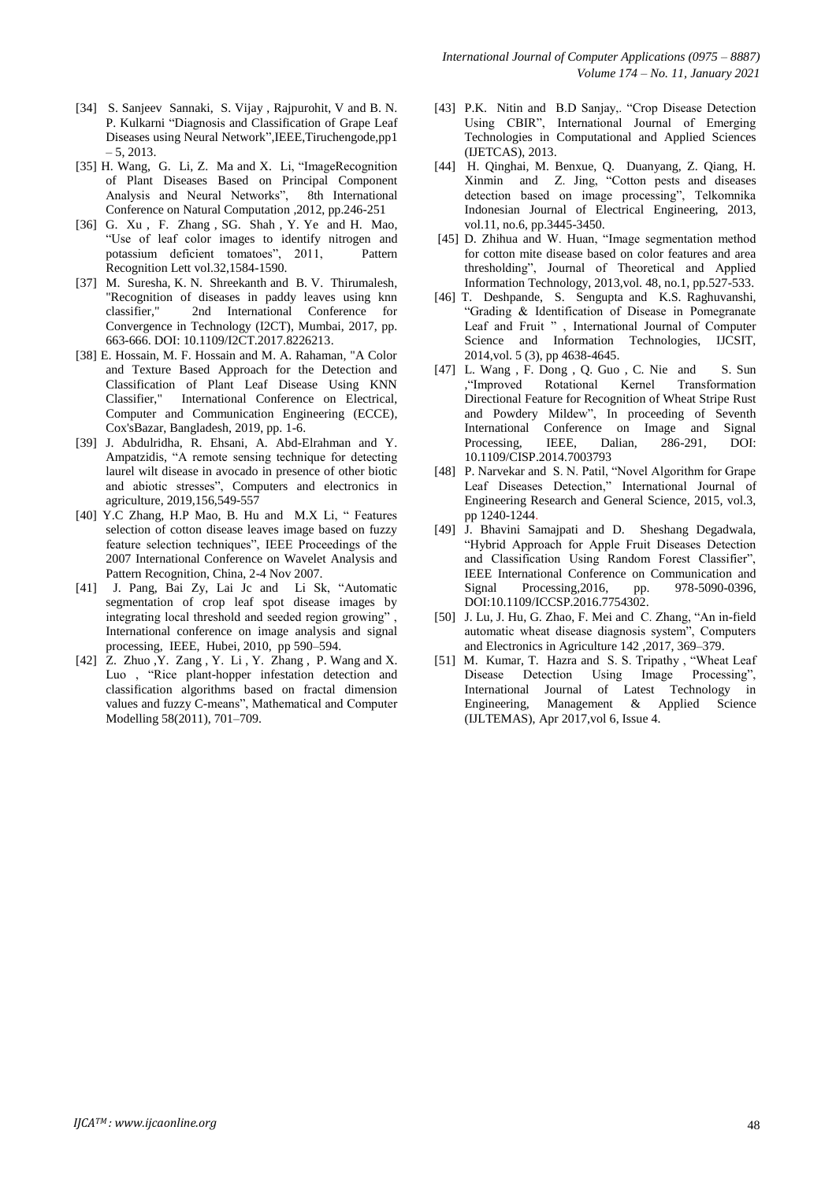[34] S. Sanjeev Sannaki, S. Vijay , Rajpurohit, V and B. N. P. Kulkarni "Diagnosis and Classification of Grape Leaf Diseases using Neural Network",IEEE,Tiruchengode,pp1 – 5, 2013.

[35] H. Wang, G. Li, Z. Ma and X. Li, "ImageRecognition of Plant Diseases Based on Principal Component Analysis and Neural Networks", 8th International Conference on Natural Computation ,2012, pp.246-251

[36] G. Xu , F. Zhang , SG. Shah , Y. Ye and H. Mao, "Use of leaf color images to identify nitrogen and potassium deficient tomatoes", 2011, Pattern Recognition Lett vol.32,1584-1590.

[37] M. Suresha, K. N. Shreekanth and B. V. Thirumalesh, "Recognition of diseases in paddy leaves using knn classifier," 2nd International Conference for Convergence in Technology (I2CT), Mumbai, 2017, pp. 663-666. DOI: 10.1109/I2CT.2017.8226213.

[38] E. Hossain, M. F. Hossain and M. A. Rahaman, "A Color and Texture Based Approach for the Detection and Classification of Plant Leaf Disease Using KNN Classifier," International Conference on Electrical, Computer and Communication Engineering (ECCE), Cox'sBazar, Bangladesh, 2019, pp. 1-6.

[39] J. Abdulridha, R. Ehsani, A. Abd-Elrahman and Y. Ampatzidis, "A remote sensing technique for detecting laurel wilt disease in avocado in presence of other biotic and abiotic stresses", Computers and electronics in agriculture, 2019,156,549-557

[40] Y.C Zhang, H.P Mao, B. Hu and M.X Li, " Features selection of cotton disease leaves image based on fuzzy feature selection techniques", IEEE Proceedings of the 2007 International Conference on Wavelet Analysis and Pattern Recognition, China, 2-4 Nov 2007.

[41] J. Pang, Bai Zy, Lai Jc and Li Sk, "Automatic segmentation of crop leaf spot disease images by integrating local threshold and seeded region growing" , International conference on image analysis and signal processing, IEEE, Hubei, 2010, pp 590–594.

[42] Z. Zhuo ,Y. Zang , Y. Li , Y. Zhang , P. Wang and X. Luo , "Rice plant-hopper infestation detection and classification algorithms based on fractal dimension values and fuzzy C-means", Mathematical and Computer Modelling 58(2011), 701–709.

[43] P.K. Nitin and B.D Sanjay,. "Crop Disease Detection Using CBIR", International Journal of Emerging Technologies in Computational and Applied Sciences (IJETCAS), 2013.

[44] H. Qinghai, M. Benxue, Q. Duanyang, Z. Qiang, H. Xinmin and Z. Jing, "Cotton pests and diseases detection based on image processing", Telkomnika Indonesian Journal of Electrical Engineering, 2013, vol.11, no.6, pp.3445-3450.

[45] D. Zhihua and W. Huan, "Image segmentation method for cotton mite disease based on color features and area thresholding", Journal of Theoretical and Applied Information Technology, 2013,vol. 48, no.1, pp.527-533.

[46] T. Deshpande, S. Sengupta and K.S. Raghuvanshi, "Grading & Identification of Disease in Pomegranate Leaf and Fruit " , International Journal of Computer Science and Information Technologies, IJCSIT, 2014,vol. 5 (3), pp 4638-4645.

[47] L. Wang , F. Dong , Q. Guo , C. Nie and S. Sun ,"Improved Rotational Kernel Transformation Directional Feature for Recognition of Wheat Stripe Rust and Powdery Mildew", In proceeding of Seventh International Conference on Image and Signal Processing, IEEE, Dalian, 286-291, DOI: 10.1109/CISP.2014.7003793

[48] P. Narvekar and S. N. Patil, "Novel Algorithm for Grape Leaf Diseases Detection," International Journal of Engineering Research and General Science, 2015, vol.3, pp 1240-1244.

[49] J. Bhavini Samajpati and D. Sheshang Degadwala, "Hybrid Approach for Apple Fruit Diseases Detection and Classification Using Random Forest Classifier", IEEE International Conference on Communication and Signal Processing,2016, pp. 978-5090-0396, DOI:10.1109/ICCSP.2016.7754302.

[50] J. Lu, J. Hu, G. Zhao, F. Mei and C. Zhang, "An in-field automatic wheat disease diagnosis system", Computers and Electronics in Agriculture 142 ,2017, 369–379.

[51] M. Kumar, T. Hazra and S. S. Tripathy , "Wheat Leaf Disease Detection Using Image Processing", International Journal of Latest Technology in Engineering, Management & Applied Science (IJLTEMAS), Apr 2017,vol 6, Issue 4.